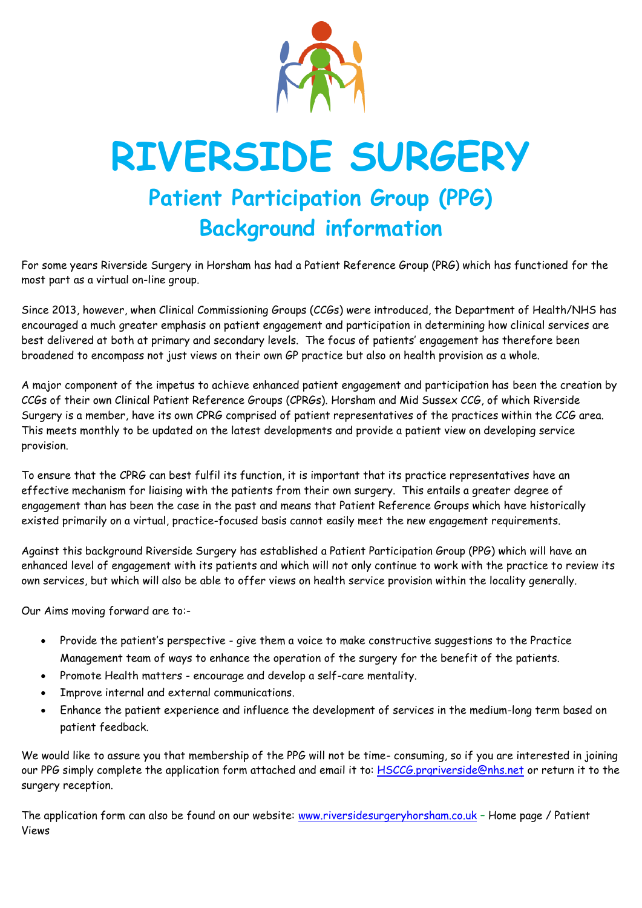# RIVERSIDE SURGERY

## Patient Participation Group (PPG)
## Background information

For some years Riverside Surgery in Horsham has had a Patient Reference Group (PRG) which has functioned for the most part as a virtual on-line group.

Since 2013, however, when Clinical Commissioning Groups (CCGs) were introduced, the Department of Health/NHS has encouraged a much greater emphasis on patient engagement and participation in determining how clinical services are best delivered at both at primary and secondary levels. The focus of patients' engagement has therefore been broadened to encompass not just views on their own GP practice but also on health provision as a whole.

A major component of the impetus to achieve enhanced patient engagement and participation has been the creation by CCGs of their own Clinical Patient Reference Groups (CPRGs). Horsham and Mid Sussex CCG, of which Riverside Surgery is a member, have its own CPRG comprised of patient representatives of the practices within the CCG area. This meets monthly to be updated on the latest developments and provide a patient view on developing service provision.

To ensure that the CPRG can best fulfil its function, it is important that its practice representatives have an effective mechanism for liaising with the patients from their own surgery. This entails a greater degree of engagement than has been the case in the past and means that Patient Reference Groups which have historically existed primarily on a virtual, practice-focused basis cannot easily meet the new engagement requirements.

Against this background Riverside Surgery has established a Patient Participation Group (PPG) which will have an enhanced level of engagement with its patients and which will not only continue to work with the practice to review its own services, but which will also be able to offer views on health service provision within the locality generally.

Our Aims moving forward are to:-

- Provide the patient's perspective - give them a voice to make constructive suggestions to the Practice Management team of ways to enhance the operation of the surgery for the benefit of the patients.
- Promote Health matters - encourage and develop a self-care mentality.
- Improve internal and external communications.
- Enhance the patient experience and influence the development of services in the medium-long term based on patient feedback.

We would like to assure you that membership of the PPG will not be time- consuming, so if you are interested in joining our PPG simply complete the application form attached and email it to: HSCCG.prgriverside@nhs.net or return it to the surgery reception.

The application form can also be found on our website: www.riversidesurgeryhorsham.co.uk – Home page / Patient Views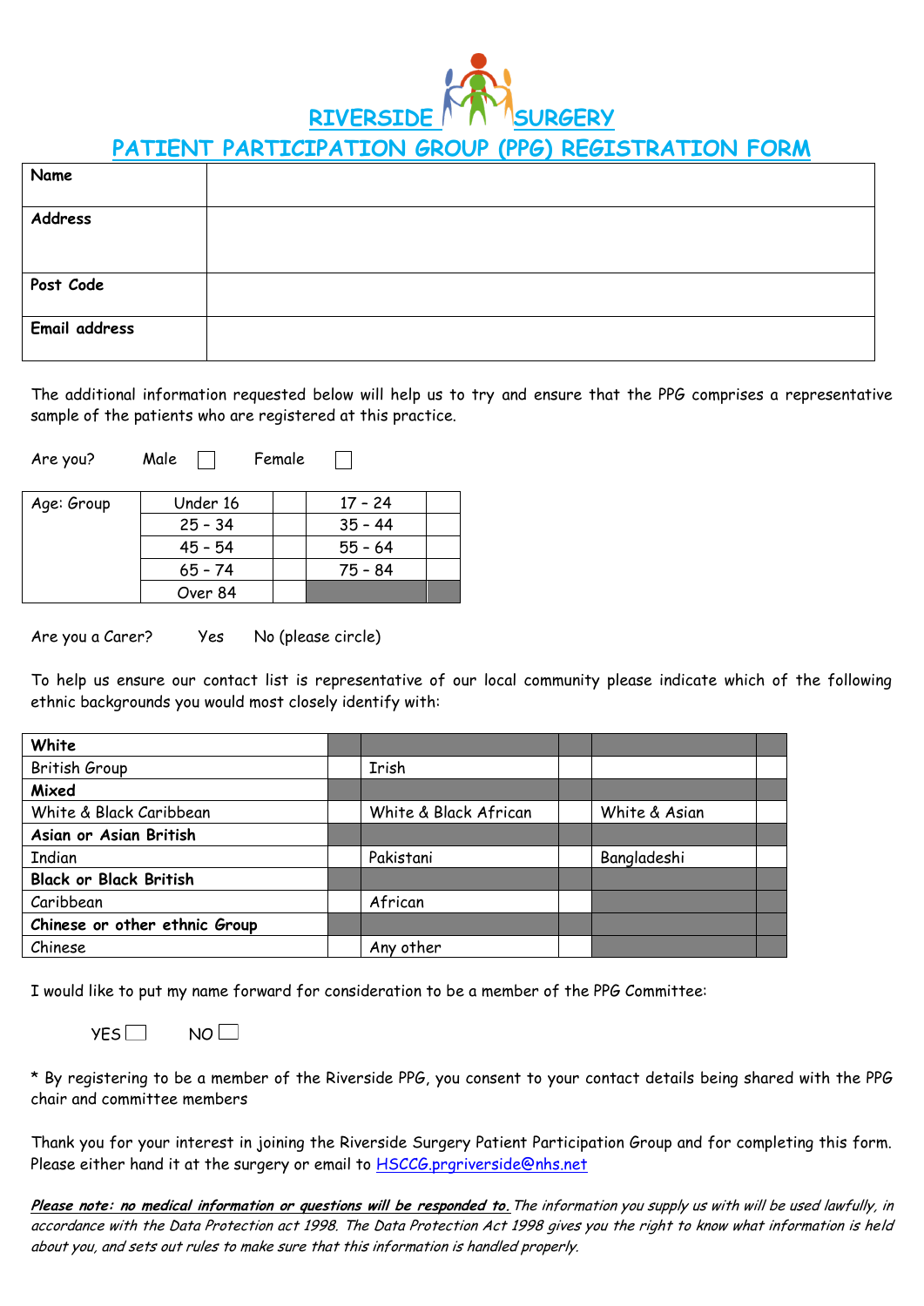# RIVERSIDE SURGERY

## PATIENT PARTICIPATION GROUP (PPG) REGISTRATION FORM

| | |
|---|---|
| **Name** | |
| **Address** | |
| **Post Code** | |
| **Email address** | |

The additional information requested below will help us to try and ensure that the PPG comprises a representative sample of the patients who are registered at this practice.

Are you? Male ☐ Female ☐

| | | | | |
|---|---|---|---|---|
| Age: Group | Under 16 | | 17 – 24 | |
| | 25 – 34 | | 35 – 44 | |
| | 45 – 54 | | 55 – 64 | |
| | 65 – 74 | | 75 – 84 | |
| | Over 84 | | | |

Are you a Carer? Yes No (please circle)

To help us ensure our contact list is representative of our local community please indicate which of the following ethnic backgrounds you would most closely identify with:

| | | | | | |
|---|---|---|---|---|---|
| **White** | | | | | |
| British Group | | Irish | | | |
| **Mixed** | | | | | |
| White & Black Caribbean | | White & Black African | | White & Asian | |
| **Asian or Asian British** | | | | | |
| Indian | | Pakistani | | Bangladeshi | |
| **Black or Black British** | | | | | |
| Caribbean | | African | | | |
| **Chinese or other ethnic Group** | | | | | |
| Chinese | | Any other | | | |

I would like to put my name forward for consideration to be a member of the PPG Committee:

YES ☐ NO ☐

* By registering to be a member of the Riverside PPG, you consent to your contact details being shared with the PPG chair and committee members

Thank you for your interest in joining the Riverside Surgery Patient Participation Group and for completing this form. Please either hand it at the surgery or email to HSCCG.prgriverside@nhs.net

***Please note: no medical information or questions will be responded to.*** *The information you supply us with will be used lawfully, in accordance with the Data Protection act 1998. The Data Protection Act 1998 gives you the right to know what information is held about you, and sets out rules to make sure that this information is handled properly.*